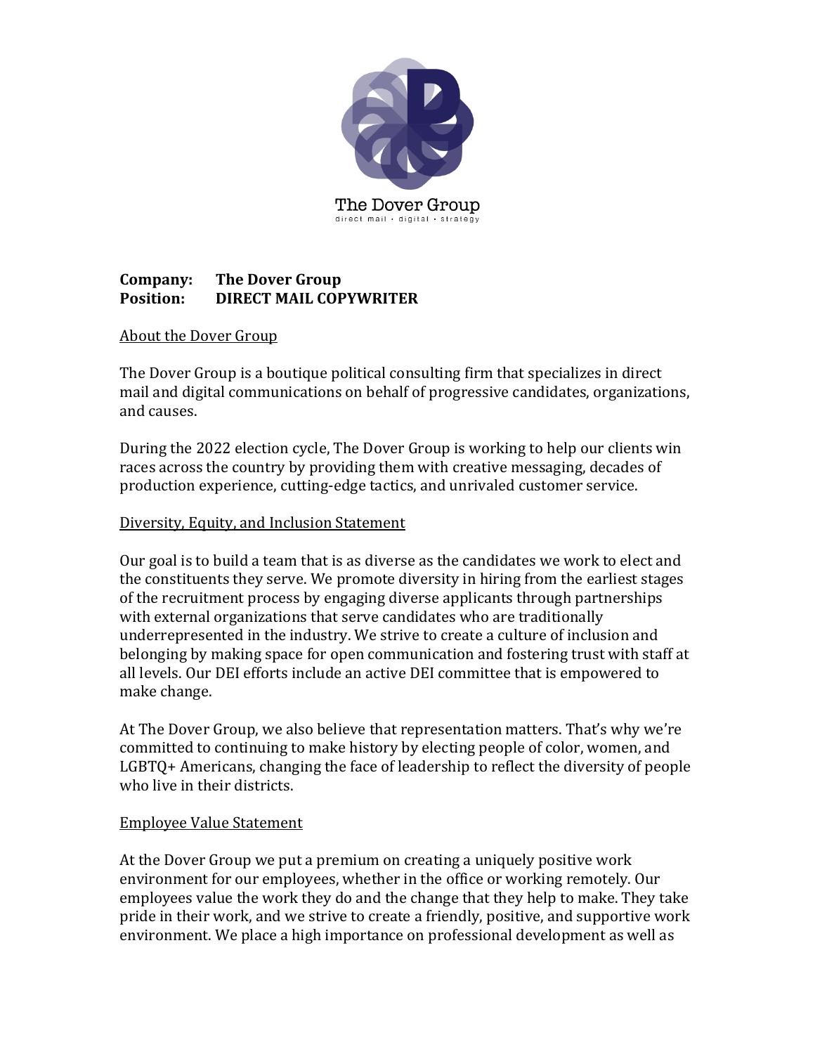The Dover Group
direct mail · digital · strategy

**Company: The Dover Group**
**Position: DIRECT MAIL COPYWRITER**

## About the Dover Group

The Dover Group is a boutique political consulting firm that specializes in direct mail and digital communications on behalf of progressive candidates, organizations, and causes.

During the 2022 election cycle, The Dover Group is working to help our clients win races across the country by providing them with creative messaging, decades of production experience, cutting-edge tactics, and unrivaled customer service.

## Diversity, Equity, and Inclusion Statement

Our goal is to build a team that is as diverse as the candidates we work to elect and the constituents they serve. We promote diversity in hiring from the earliest stages of the recruitment process by engaging diverse applicants through partnerships with external organizations that serve candidates who are traditionally underrepresented in the industry. We strive to create a culture of inclusion and belonging by making space for open communication and fostering trust with staff at all levels. Our DEI efforts include an active DEI committee that is empowered to make change.

At The Dover Group, we also believe that representation matters. That's why we're committed to continuing to make history by electing people of color, women, and LGBTQ+ Americans, changing the face of leadership to reflect the diversity of people who live in their districts.

## Employee Value Statement

At the Dover Group we put a premium on creating a uniquely positive work environment for our employees, whether in the office or working remotely. Our employees value the work they do and the change that they help to make. They take pride in their work, and we strive to create a friendly, positive, and supportive work environment. We place a high importance on professional development as well as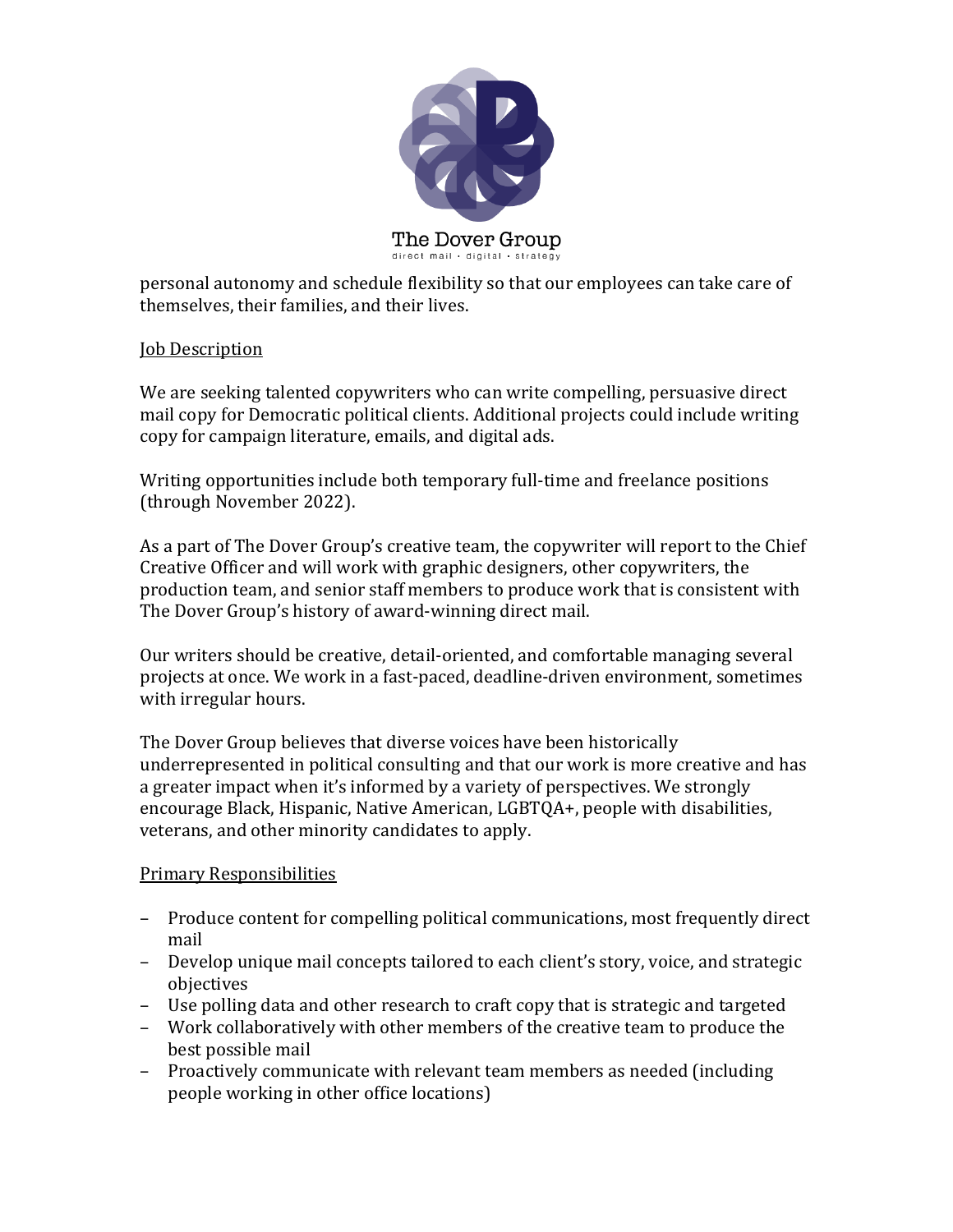personal autonomy and schedule flexibility so that our employees can take care of themselves, their families, and their lives.

## Job Description

We are seeking talented copywriters who can write compelling, persuasive direct mail copy for Democratic political clients. Additional projects could include writing copy for campaign literature, emails, and digital ads.

Writing opportunities include both temporary full-time and freelance positions (through November 2022).

As a part of The Dover Group's creative team, the copywriter will report to the Chief Creative Officer and will work with graphic designers, other copywriters, the production team, and senior staff members to produce work that is consistent with The Dover Group's history of award-winning direct mail.

Our writers should be creative, detail-oriented, and comfortable managing several projects at once. We work in a fast-paced, deadline-driven environment, sometimes with irregular hours.

The Dover Group believes that diverse voices have been historically underrepresented in political consulting and that our work is more creative and has a greater impact when it's informed by a variety of perspectives. We strongly encourage Black, Hispanic, Native American, LGBTQA+, people with disabilities, veterans, and other minority candidates to apply.

## Primary Responsibilities

- Produce content for compelling political communications, most frequently direct mail
- Develop unique mail concepts tailored to each client's story, voice, and strategic objectives
- Use polling data and other research to craft copy that is strategic and targeted
- Work collaboratively with other members of the creative team to produce the best possible mail
- Proactively communicate with relevant team members as needed (including people working in other office locations)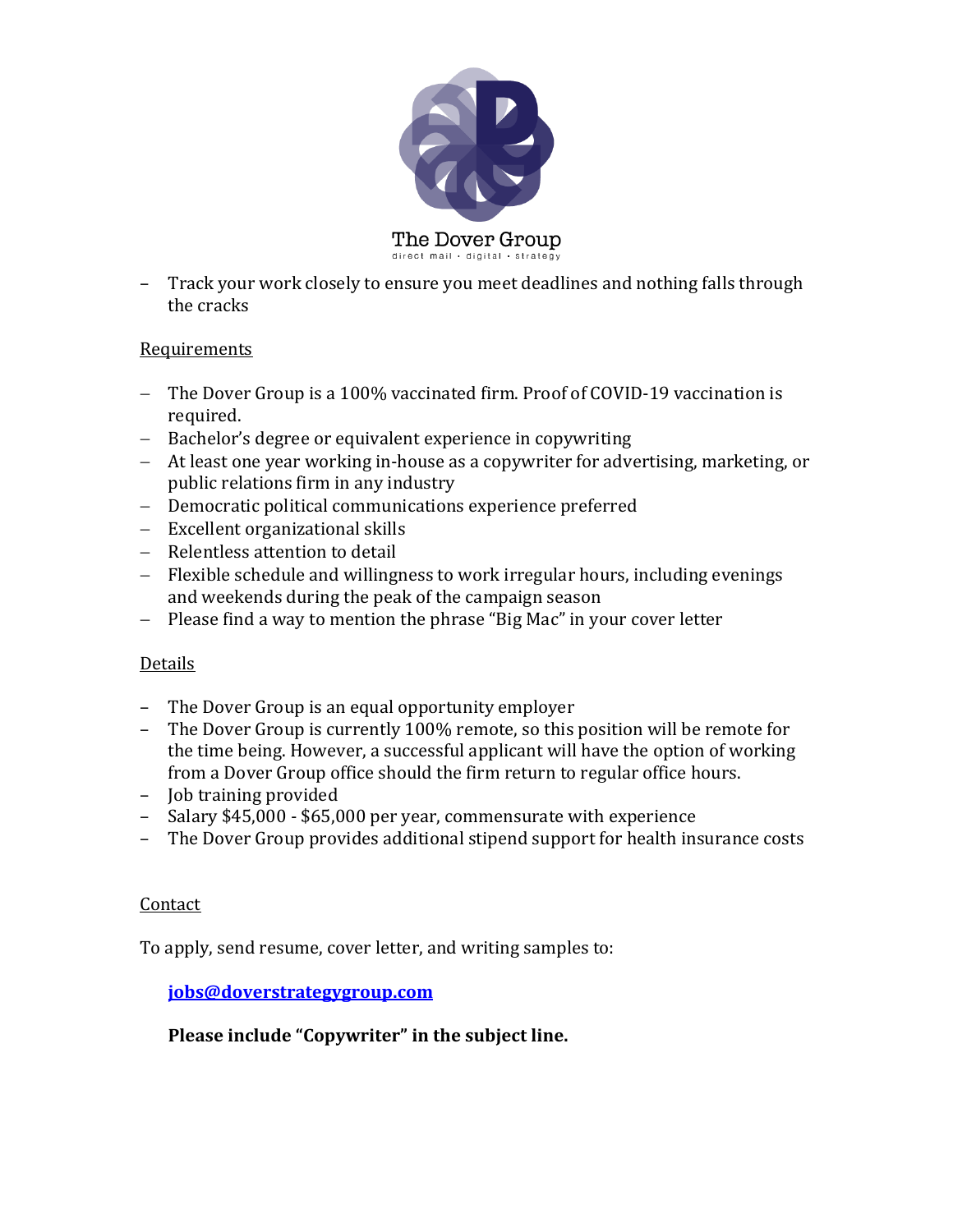The Dover Group
direct mail · digital · strategy

- Track your work closely to ensure you meet deadlines and nothing falls through the cracks

Requirements

- The Dover Group is a 100% vaccinated firm. Proof of COVID-19 vaccination is required.
- Bachelor's degree or equivalent experience in copywriting
- At least one year working in-house as a copywriter for advertising, marketing, or public relations firm in any industry
- Democratic political communications experience preferred
- Excellent organizational skills
- Relentless attention to detail
- Flexible schedule and willingness to work irregular hours, including evenings and weekends during the peak of the campaign season
- Please find a way to mention the phrase "Big Mac" in your cover letter

Details

- The Dover Group is an equal opportunity employer
- The Dover Group is currently 100% remote, so this position will be remote for the time being. However, a successful applicant will have the option of working from a Dover Group office should the firm return to regular office hours.
- Job training provided
- Salary $45,000 - $65,000 per year, commensurate with experience
- The Dover Group provides additional stipend support for health insurance costs

Contact

To apply, send resume, cover letter, and writing samples to:

**jobs@doverstrategygroup.com**

**Please include "Copywriter" in the subject line.**